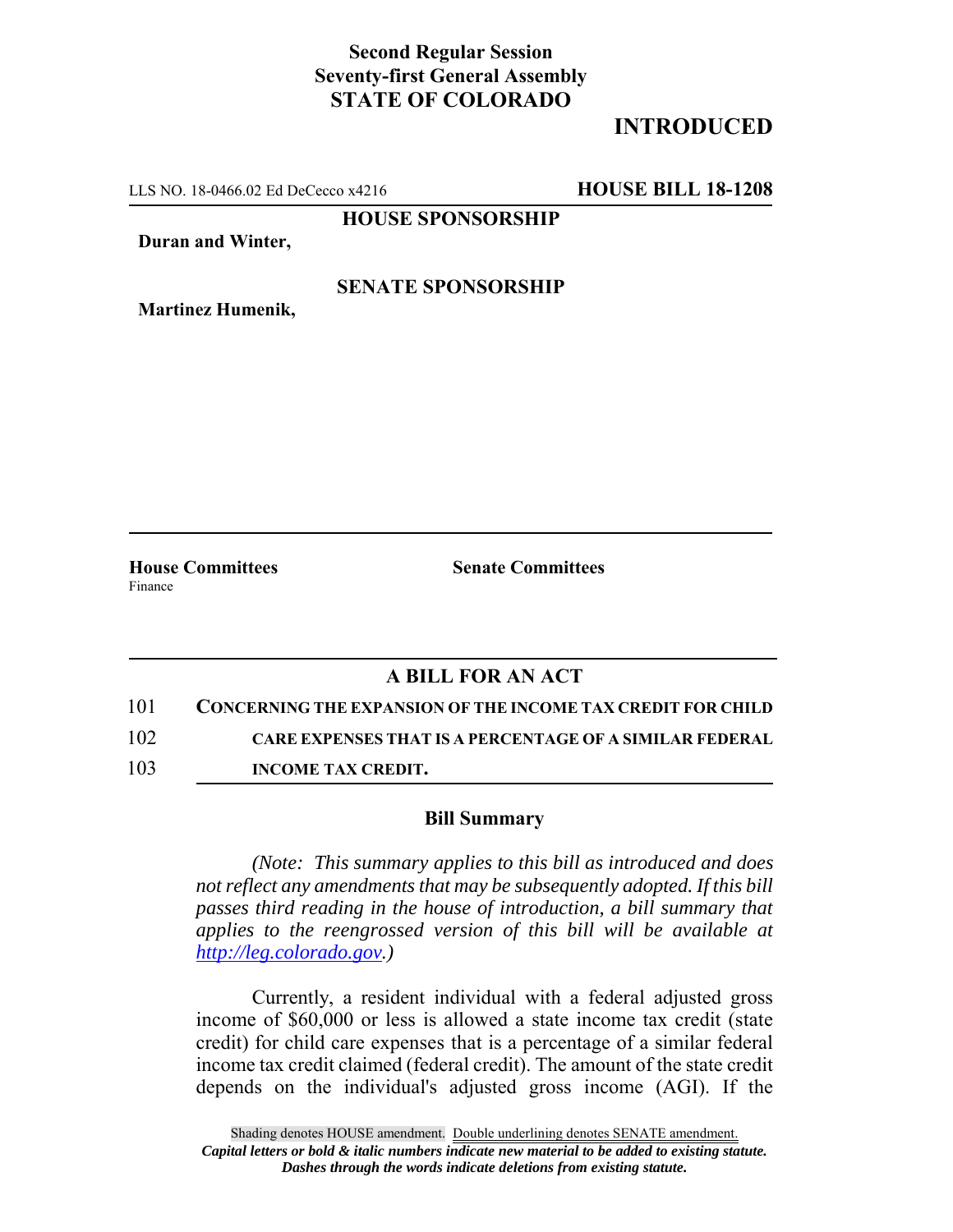**Second Regular Session**
**Seventy-first General Assembly**
**STATE OF COLORADO**

# INTRODUCED

LLS NO. 18-0466.02 Ed DeCecco x4216 **HOUSE BILL 18-1208**

**HOUSE SPONSORSHIP**

**Duran and Winter,**

**SENATE SPONSORSHIP**

**Martinez Humenik,**

**House Committees**
Finance

**Senate Committees**

## A BILL FOR AN ACT

101 **CONCERNING THE EXPANSION OF THE INCOME TAX CREDIT FOR CHILD**
102 **CARE EXPENSES THAT IS A PERCENTAGE OF A SIMILAR FEDERAL**
103 **INCOME TAX CREDIT.**

### Bill Summary

*(Note: This summary applies to this bill as introduced and does not reflect any amendments that may be subsequently adopted. If this bill passes third reading in the house of introduction, a bill summary that applies to the reengrossed version of this bill will be available at http://leg.colorado.gov.)*

Currently, a resident individual with a federal adjusted gross income of $60,000 or less is allowed a state income tax credit (state credit) for child care expenses that is a percentage of a similar federal income tax credit claimed (federal credit). The amount of the state credit depends on the individual's adjusted gross income (AGI). If the

Shading denotes HOUSE amendment. Double underlining denotes SENATE amendment.
*Capital letters or bold & italic numbers indicate new material to be added to existing statute.*
*Dashes through the words indicate deletions from existing statute.*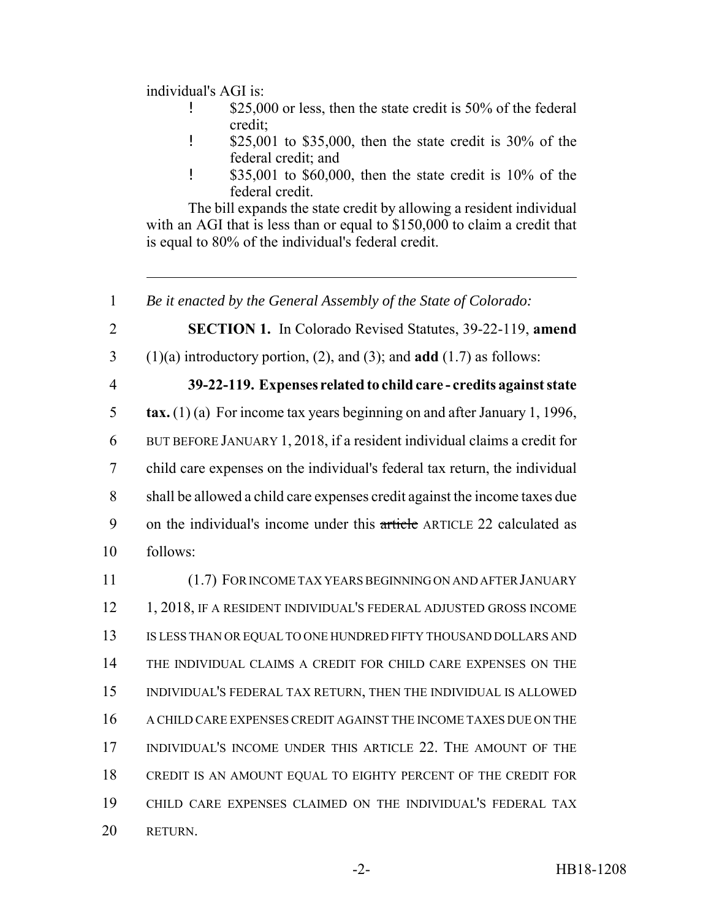individual's AGI is:

- $25,000 or less, then the state credit is 50% of the federal credit;
- $25,001 to $35,000, then the state credit is 30% of the federal credit; and
- $35,001 to $60,000, then the state credit is 10% of the federal credit.

The bill expands the state credit by allowing a resident individual with an AGI that is less than or equal to $150,000 to claim a credit that is equal to 80% of the individual's federal credit.

---

1 *Be it enacted by the General Assembly of the State of Colorado:*

2 **SECTION 1.** In Colorado Revised Statutes, 39-22-119, **amend**
3 (1)(a) introductory portion, (2), and (3); and **add** (1.7) as follows:

4 **39-22-119. Expenses related to child care - credits against state**
5 **tax.** (1) (a) For income tax years beginning on and after January 1, 1996,
6 BUT BEFORE JANUARY 1, 2018, if a resident individual claims a credit for
7 child care expenses on the individual's federal tax return, the individual
8 shall be allowed a child care expenses credit against the income taxes due
9 on the individual's income under this ~~article~~ ARTICLE 22 calculated as
10 follows:

11 (1.7) FOR INCOME TAX YEARS BEGINNING ON AND AFTER JANUARY
12 1, 2018, IF A RESIDENT INDIVIDUAL'S FEDERAL ADJUSTED GROSS INCOME
13 IS LESS THAN OR EQUAL TO ONE HUNDRED FIFTY THOUSAND DOLLARS AND
14 THE INDIVIDUAL CLAIMS A CREDIT FOR CHILD CARE EXPENSES ON THE
15 INDIVIDUAL'S FEDERAL TAX RETURN, THEN THE INDIVIDUAL IS ALLOWED
16 A CHILD CARE EXPENSES CREDIT AGAINST THE INCOME TAXES DUE ON THE
17 INDIVIDUAL'S INCOME UNDER THIS ARTICLE 22. THE AMOUNT OF THE
18 CREDIT IS AN AMOUNT EQUAL TO EIGHTY PERCENT OF THE CREDIT FOR
19 CHILD CARE EXPENSES CLAIMED ON THE INDIVIDUAL'S FEDERAL TAX
20 RETURN.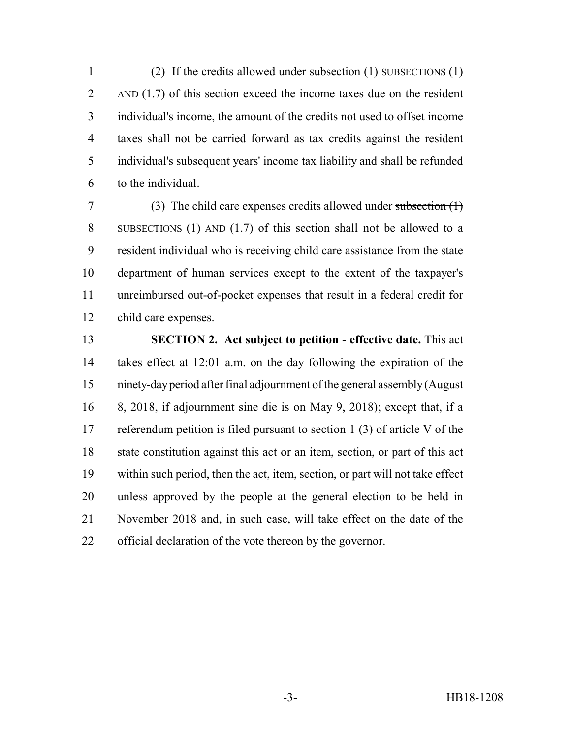(2) If the credits allowed under ~~subsection (1)~~ SUBSECTIONS (1) AND (1.7) of this section exceed the income taxes due on the resident individual's income, the amount of the credits not used to offset income taxes shall not be carried forward as tax credits against the resident individual's subsequent years' income tax liability and shall be refunded to the individual.

(3) The child care expenses credits allowed under ~~subsection (1)~~ SUBSECTIONS (1) AND (1.7) of this section shall not be allowed to a resident individual who is receiving child care assistance from the state department of human services except to the extent of the taxpayer's unreimbursed out-of-pocket expenses that result in a federal credit for child care expenses.

**SECTION 2. Act subject to petition - effective date.** This act takes effect at 12:01 a.m. on the day following the expiration of the ninety-day period after final adjournment of the general assembly (August 8, 2018, if adjournment sine die is on May 9, 2018); except that, if a referendum petition is filed pursuant to section 1 (3) of article V of the state constitution against this act or an item, section, or part of this act within such period, then the act, item, section, or part will not take effect unless approved by the people at the general election to be held in November 2018 and, in such case, will take effect on the date of the official declaration of the vote thereon by the governor.